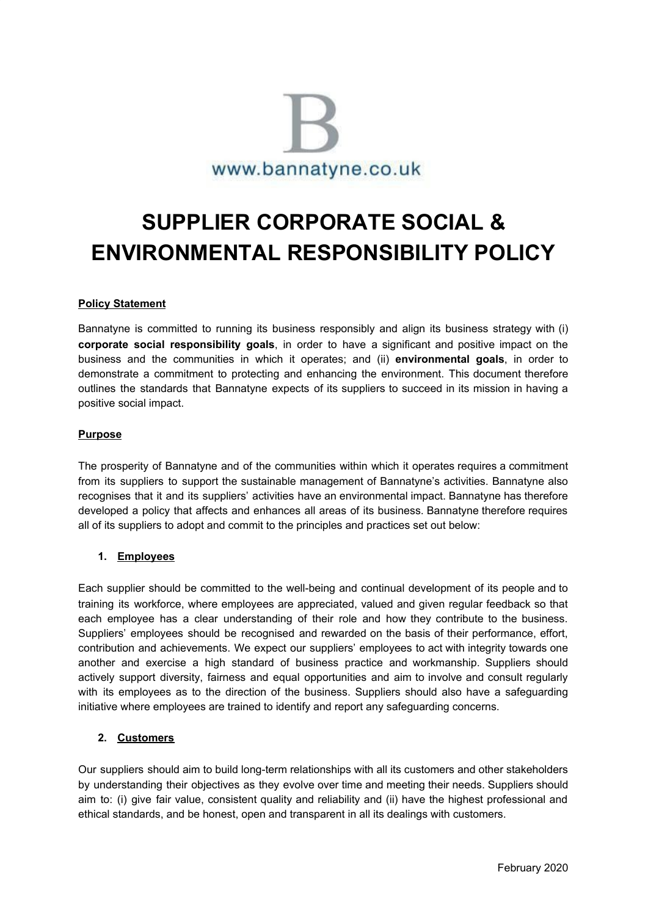B

www.bannatyne.co.uk

# SUPPLIER CORPORATE SOCIAL & ENVIRONMENTAL RESPONSIBILITY POLICY

**Policy Statement**

Bannatyne is committed to running its business responsibly and align its business strategy with (i) **corporate social responsibility goals**, in order to have a significant and positive impact on the business and the communities in which it operates; and (ii) **environmental goals**, in order to demonstrate a commitment to protecting and enhancing the environment. This document therefore outlines the standards that Bannatyne expects of its suppliers to succeed in its mission in having a positive social impact.

**Purpose**

The prosperity of Bannatyne and of the communities within which it operates requires a commitment from its suppliers to support the sustainable management of Bannatyne's activities. Bannatyne also recognises that it and its suppliers' activities have an environmental impact. Bannatyne has therefore developed a policy that affects and enhances all areas of its business. Bannatyne therefore requires all of its suppliers to adopt and commit to the principles and practices set out below:

1. **Employees**

Each supplier should be committed to the well-being and continual development of its people and to training its workforce, where employees are appreciated, valued and given regular feedback so that each employee has a clear understanding of their role and how they contribute to the business. Suppliers' employees should be recognised and rewarded on the basis of their performance, effort, contribution and achievements. We expect our suppliers' employees to act with integrity towards one another and exercise a high standard of business practice and workmanship. Suppliers should actively support diversity, fairness and equal opportunities and aim to involve and consult regularly with its employees as to the direction of the business. Suppliers should also have a safeguarding initiative where employees are trained to identify and report any safeguarding concerns.

2. **Customers**

Our suppliers should aim to build long-term relationships with all its customers and other stakeholders by understanding their objectives as they evolve over time and meeting their needs. Suppliers should aim to: (i) give fair value, consistent quality and reliability and (ii) have the highest professional and ethical standards, and be honest, open and transparent in all its dealings with customers.

February 2020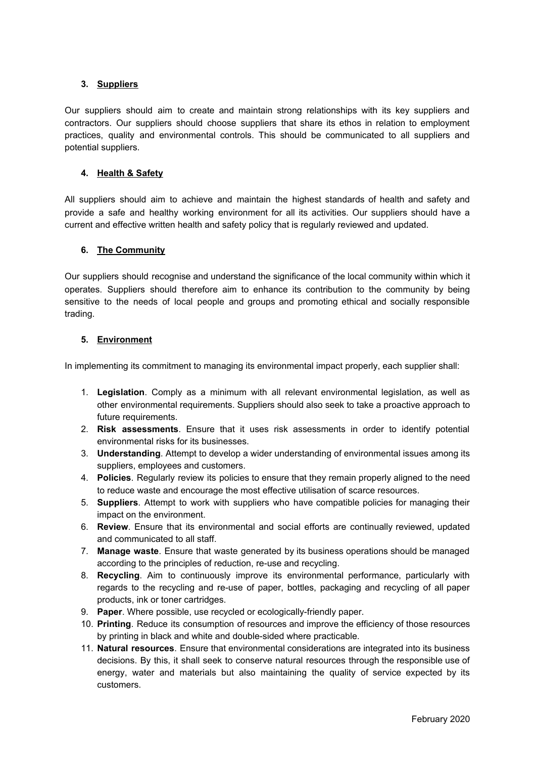### 3. Suppliers

Our suppliers should aim to create and maintain strong relationships with its key suppliers and contractors. Our suppliers should choose suppliers that share its ethos in relation to employment practices, quality and environmental controls. This should be communicated to all suppliers and potential suppliers.

### 4. Health & Safety

All suppliers should aim to achieve and maintain the highest standards of health and safety and provide a safe and healthy working environment for all its activities. Our suppliers should have a current and effective written health and safety policy that is regularly reviewed and updated.

### 6. The Community

Our suppliers should recognise and understand the significance of the local community within which it operates. Suppliers should therefore aim to enhance its contribution to the community by being sensitive to the needs of local people and groups and promoting ethical and socially responsible trading.

### 5. Environment

In implementing its commitment to managing its environmental impact properly, each supplier shall:

1. **Legislation**. Comply as a minimum with all relevant environmental legislation, as well as other environmental requirements. Suppliers should also seek to take a proactive approach to future requirements.
2. **Risk assessments**. Ensure that it uses risk assessments in order to identify potential environmental risks for its businesses.
3. **Understanding**. Attempt to develop a wider understanding of environmental issues among its suppliers, employees and customers.
4. **Policies**. Regularly review its policies to ensure that they remain properly aligned to the need to reduce waste and encourage the most effective utilisation of scarce resources.
5. **Suppliers**. Attempt to work with suppliers who have compatible policies for managing their impact on the environment.
6. **Review**. Ensure that its environmental and social efforts are continually reviewed, updated and communicated to all staff.
7. **Manage waste**. Ensure that waste generated by its business operations should be managed according to the principles of reduction, re-use and recycling.
8. **Recycling**. Aim to continuously improve its environmental performance, particularly with regards to the recycling and re-use of paper, bottles, packaging and recycling of all paper products, ink or toner cartridges.
9. **Paper**. Where possible, use recycled or ecologically-friendly paper.
10. **Printing**. Reduce its consumption of resources and improve the efficiency of those resources by printing in black and white and double-sided where practicable.
11. **Natural resources**. Ensure that environmental considerations are integrated into its business decisions. By this, it shall seek to conserve natural resources through the responsible use of energy, water and materials but also maintaining the quality of service expected by its customers.

February 2020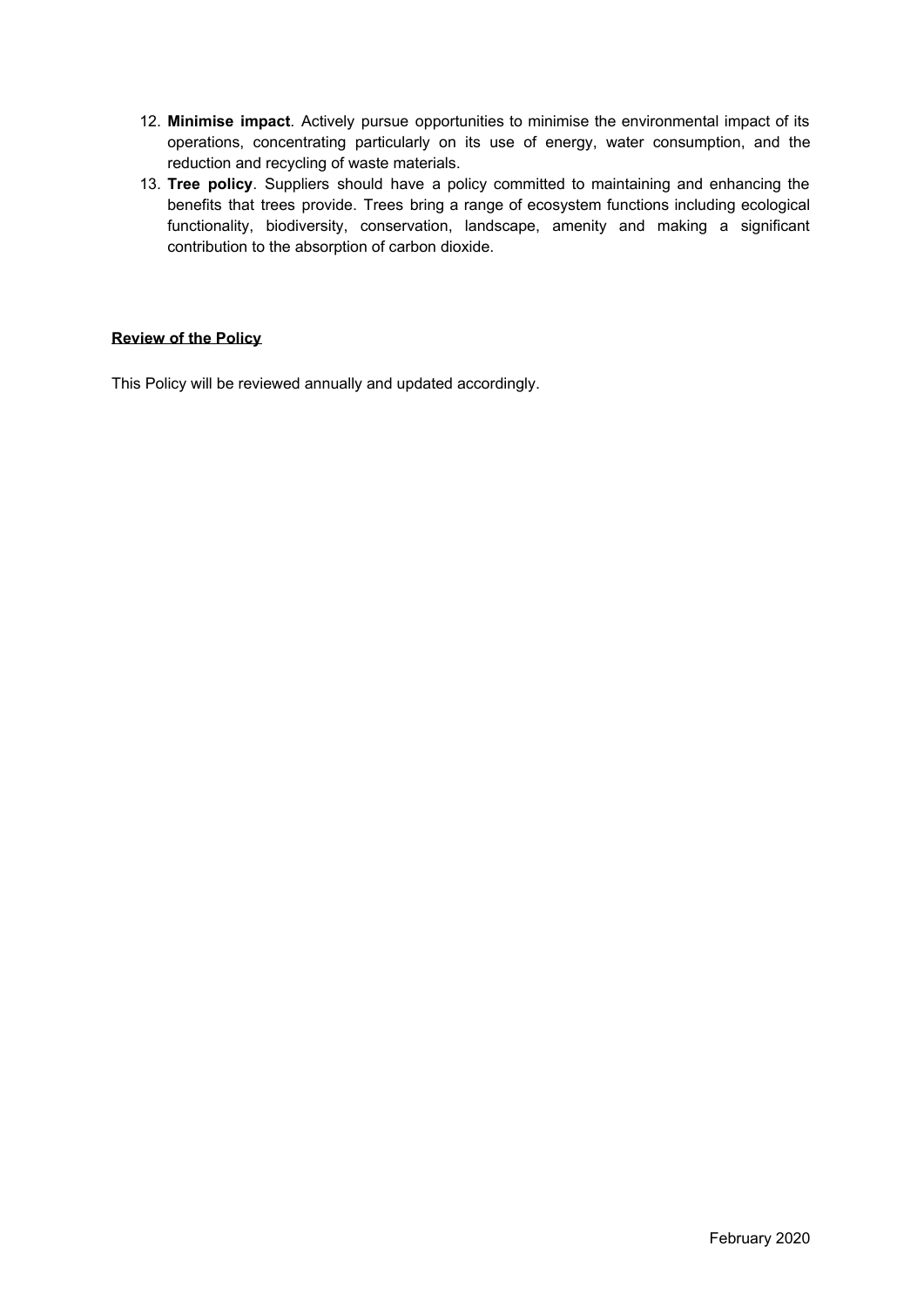12. **Minimise impact**. Actively pursue opportunities to minimise the environmental impact of its operations, concentrating particularly on its use of energy, water consumption, and the reduction and recycling of waste materials.
13. **Tree policy**. Suppliers should have a policy committed to maintaining and enhancing the benefits that trees provide. Trees bring a range of ecosystem functions including ecological functionality, biodiversity, conservation, landscape, amenity and making a significant contribution to the absorption of carbon dioxide.

**Review of the Policy**

This Policy will be reviewed annually and updated accordingly.

February 2020